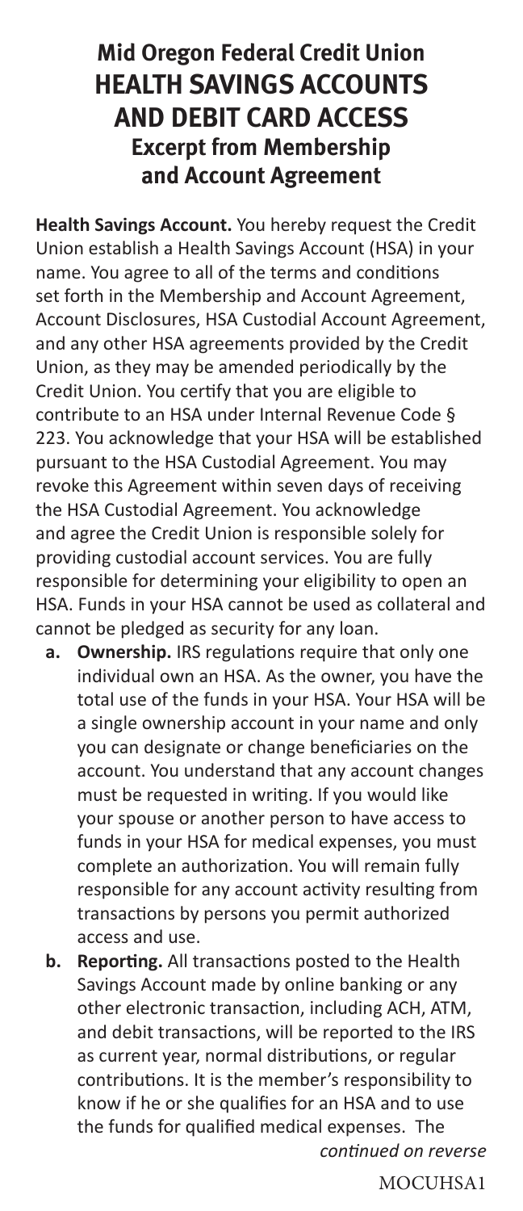# Mid Oregon Federal Credit Union
# HEALTH SAVINGS ACCOUNTS AND DEBIT CARD ACCESS
## Excerpt from Membership and Account Agreement

**Health Savings Account.** You hereby request the Credit Union establish a Health Savings Account (HSA) in your name. You agree to all of the terms and conditions set forth in the Membership and Account Agreement, Account Disclosures, HSA Custodial Account Agreement, and any other HSA agreements provided by the Credit Union, as they may be amended periodically by the Credit Union. You certify that you are eligible to contribute to an HSA under Internal Revenue Code § 223. You acknowledge that your HSA will be established pursuant to the HSA Custodial Agreement. You may revoke this Agreement within seven days of receiving the HSA Custodial Agreement. You acknowledge and agree the Credit Union is responsible solely for providing custodial account services. You are fully responsible for determining your eligibility to open an HSA. Funds in your HSA cannot be used as collateral and cannot be pledged as security for any loan.

**a. Ownership.** IRS regulations require that only one individual own an HSA. As the owner, you have the total use of the funds in your HSA. Your HSA will be a single ownership account in your name and only you can designate or change beneficiaries on the account. You understand that any account changes must be requested in writing. If you would like your spouse or another person to have access to funds in your HSA for medical expenses, you must complete an authorization. You will remain fully responsible for any account activity resulting from transactions by persons you permit authorized access and use.

**b. Reporting.** All transactions posted to the Health Savings Account made by online banking or any other electronic transaction, including ACH, ATM, and debit transactions, will be reported to the IRS as current year, normal distributions, or regular contributions. It is the member's responsibility to know if he or she qualifies for an HSA and to use the funds for qualified medical expenses. The

*continued on reverse*

MOCUHSA1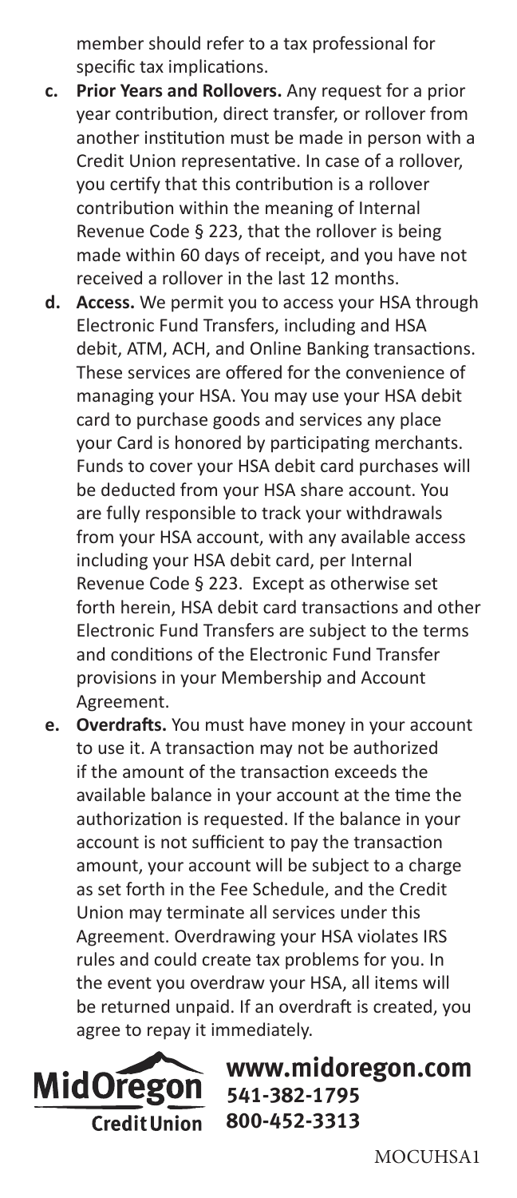member should refer to a tax professional for specific tax implications.

c. **Prior Years and Rollovers.** Any request for a prior year contribution, direct transfer, or rollover from another institution must be made in person with a Credit Union representative. In case of a rollover, you certify that this contribution is a rollover contribution within the meaning of Internal Revenue Code § 223, that the rollover is being made within 60 days of receipt, and you have not received a rollover in the last 12 months.

d. **Access.** We permit you to access your HSA through Electronic Fund Transfers, including and HSA debit, ATM, ACH, and Online Banking transactions. These services are offered for the convenience of managing your HSA. You may use your HSA debit card to purchase goods and services any place your Card is honored by participating merchants. Funds to cover your HSA debit card purchases will be deducted from your HSA share account. You are fully responsible to track your withdrawals from your HSA account, with any available access including your HSA debit card, per Internal Revenue Code § 223. Except as otherwise set forth herein, HSA debit card transactions and other Electronic Fund Transfers are subject to the terms and conditions of the Electronic Fund Transfer provisions in your Membership and Account Agreement.

e. **Overdrafts.** You must have money in your account to use it. A transaction may not be authorized if the amount of the transaction exceeds the available balance in your account at the time the authorization is requested. If the balance in your account is not sufficient to pay the transaction amount, your account will be subject to a charge as set forth in the Fee Schedule, and the Credit Union may terminate all services under this Agreement. Overdrawing your HSA violates IRS rules and could create tax problems for you. In the event you overdraw your HSA, all items will be returned unpaid. If an overdraft is created, you agree to repay it immediately.

MidOregon Credit Union

**www.midoregon.com**
**541-382-1795**
**800-452-3313**

MOCUHSA1